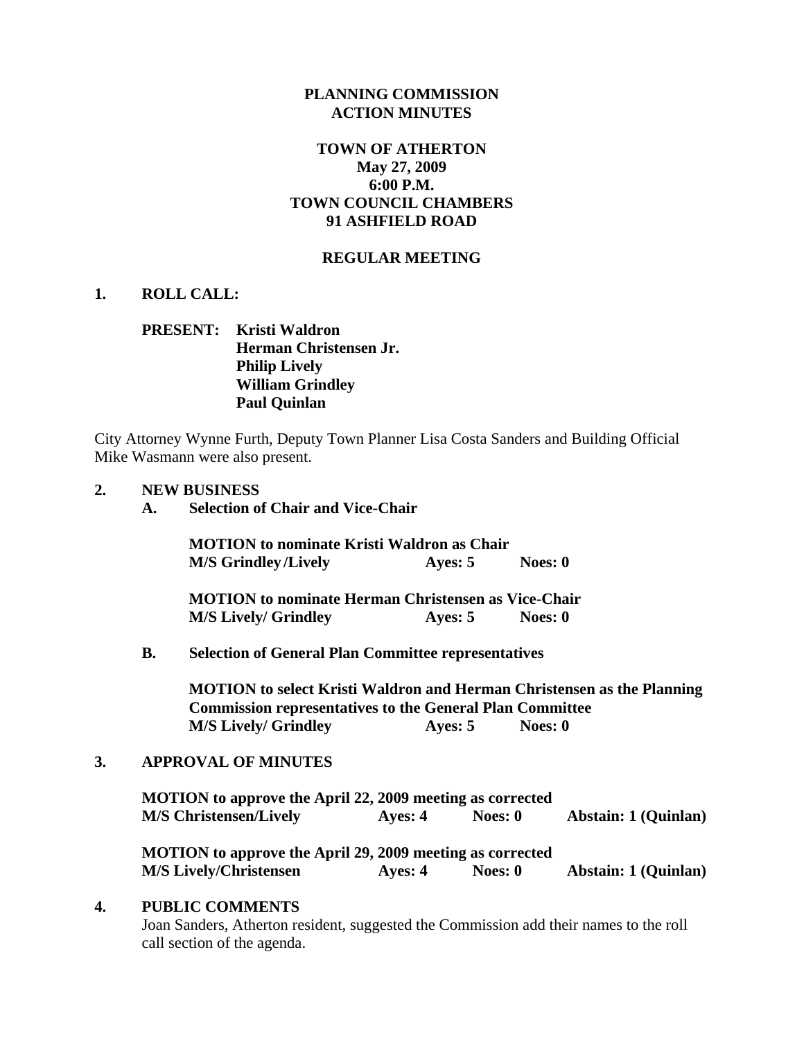# PLANNING COMMISSION
# ACTION MINUTES

## TOWN OF ATHERTON
## May 27, 2009
## 6:00 P.M.
## TOWN COUNCIL CHAMBERS
## 91 ASHFIELD ROAD

## REGULAR MEETING

**1. ROLL CALL:**

**PRESENT:** **Kristi Waldron**
**Herman Christensen Jr.**
**Philip Lively**
**William Grindley**
**Paul Quinlan**

City Attorney Wynne Furth, Deputy Town Planner Lisa Costa Sanders and Building Official Mike Wasmann were also present.

**2. NEW BUSINESS**

**A. Selection of Chair and Vice-Chair**

**MOTION to nominate Kristi Waldron as Chair**
**M/S Grindley /Lively     Ayes: 5     Noes: 0**

**MOTION to nominate Herman Christensen as Vice-Chair**
**M/S Lively/ Grindley     Ayes: 5     Noes: 0**

**B. Selection of General Plan Committee representatives**

**MOTION to select Kristi Waldron and Herman Christensen as the Planning Commission representatives to the General Plan Committee**
**M/S Lively/ Grindley     Ayes: 5     Noes: 0**

**3. APPROVAL OF MINUTES**

**MOTION to approve the April 22, 2009 meeting as corrected**
**M/S Christensen/Lively     Ayes: 4     Noes: 0     Abstain: 1 (Quinlan)**

**MOTION to approve the April 29, 2009 meeting as corrected**
**M/S Lively/Christensen     Ayes: 4     Noes: 0     Abstain: 1 (Quinlan)**

**4. PUBLIC COMMENTS**

Joan Sanders, Atherton resident, suggested the Commission add their names to the roll call section of the agenda.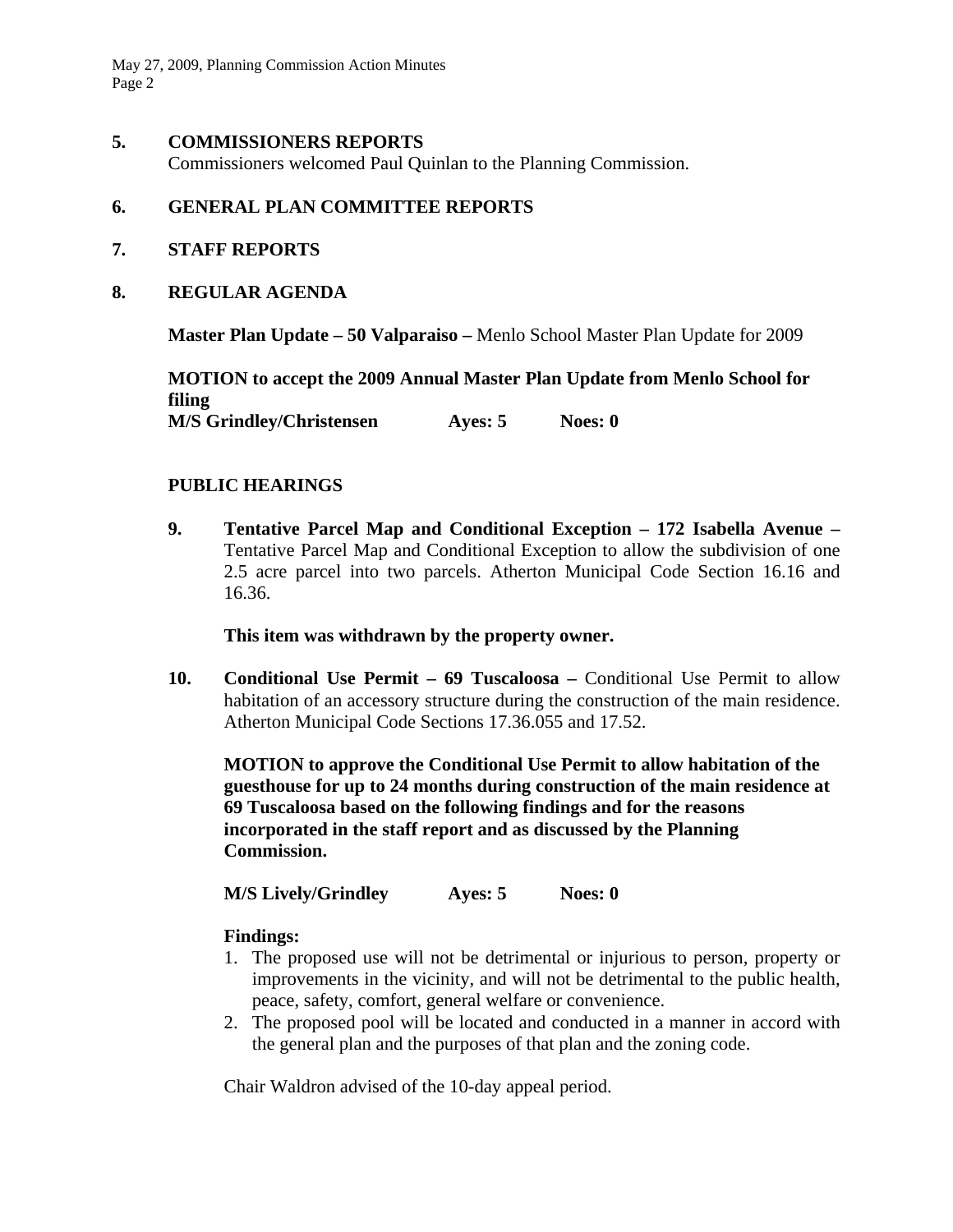**5. COMMISSIONERS REPORTS**

Commissioners welcomed Paul Quinlan to the Planning Commission.

**6. GENERAL PLAN COMMITTEE REPORTS**

**7. STAFF REPORTS**

**8. REGULAR AGENDA**

**Master Plan Update – 50 Valparaiso –** Menlo School Master Plan Update for 2009

**MOTION to accept the 2009 Annual Master Plan Update from Menlo School for filing**

**M/S Grindley/Christensen Ayes: 5 Noes: 0**

**PUBLIC HEARINGS**

**9. Tentative Parcel Map and Conditional Exception – 172 Isabella Avenue –** Tentative Parcel Map and Conditional Exception to allow the subdivision of one 2.5 acre parcel into two parcels. Atherton Municipal Code Section 16.16 and 16.36.

**This item was withdrawn by the property owner.**

**10. Conditional Use Permit – 69 Tuscaloosa –** Conditional Use Permit to allow habitation of an accessory structure during the construction of the main residence. Atherton Municipal Code Sections 17.36.055 and 17.52.

**MOTION to approve the Conditional Use Permit to allow habitation of the guesthouse for up to 24 months during construction of the main residence at 69 Tuscaloosa based on the following findings and for the reasons incorporated in the staff report and as discussed by the Planning Commission.**

**M/S Lively/Grindley Ayes: 5 Noes: 0**

**Findings:**

1. The proposed use will not be detrimental or injurious to person, property or improvements in the vicinity, and will not be detrimental to the public health, peace, safety, comfort, general welfare or convenience.
2. The proposed pool will be located and conducted in a manner in accord with the general plan and the purposes of that plan and the zoning code.

Chair Waldron advised of the 10-day appeal period.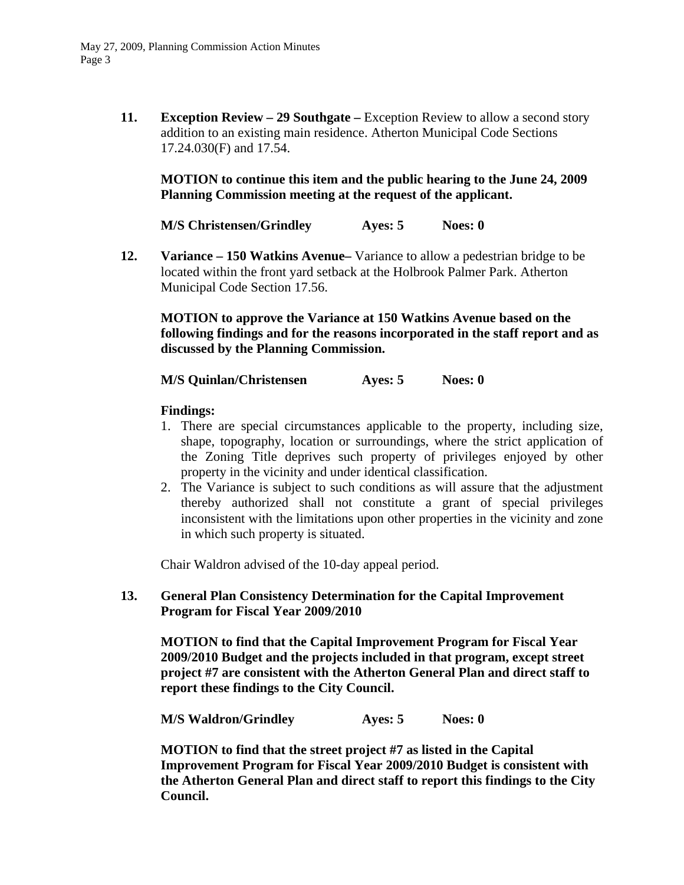**11. Exception Review – 29 Southgate –** Exception Review to allow a second story addition to an existing main residence. Atherton Municipal Code Sections 17.24.030(F) and 17.54.

**MOTION to continue this item and the public hearing to the June 24, 2009 Planning Commission meeting at the request of the applicant.**

**M/S Christensen/Grindley    Ayes: 5    Noes: 0**

**12. Variance – 150 Watkins Avenue–** Variance to allow a pedestrian bridge to be located within the front yard setback at the Holbrook Palmer Park. Atherton Municipal Code Section 17.56.

**MOTION to approve the Variance at 150 Watkins Avenue based on the following findings and for the reasons incorporated in the staff report and as discussed by the Planning Commission.**

**M/S Quinlan/Christensen    Ayes: 5    Noes: 0**

**Findings:**

1. There are special circumstances applicable to the property, including size, shape, topography, location or surroundings, where the strict application of the Zoning Title deprives such property of privileges enjoyed by other property in the vicinity and under identical classification.
2. The Variance is subject to such conditions as will assure that the adjustment thereby authorized shall not constitute a grant of special privileges inconsistent with the limitations upon other properties in the vicinity and zone in which such property is situated.

Chair Waldron advised of the 10-day appeal period.

**13. General Plan Consistency Determination for the Capital Improvement Program for Fiscal Year 2009/2010**

**MOTION to find that the Capital Improvement Program for Fiscal Year 2009/2010 Budget and the projects included in that program, except street project #7 are consistent with the Atherton General Plan and direct staff to report these findings to the City Council.**

**M/S Waldron/Grindley    Ayes: 5    Noes: 0**

**MOTION to find that the street project #7 as listed in the Capital Improvement Program for Fiscal Year 2009/2010 Budget is consistent with the Atherton General Plan and direct staff to report this findings to the City Council.**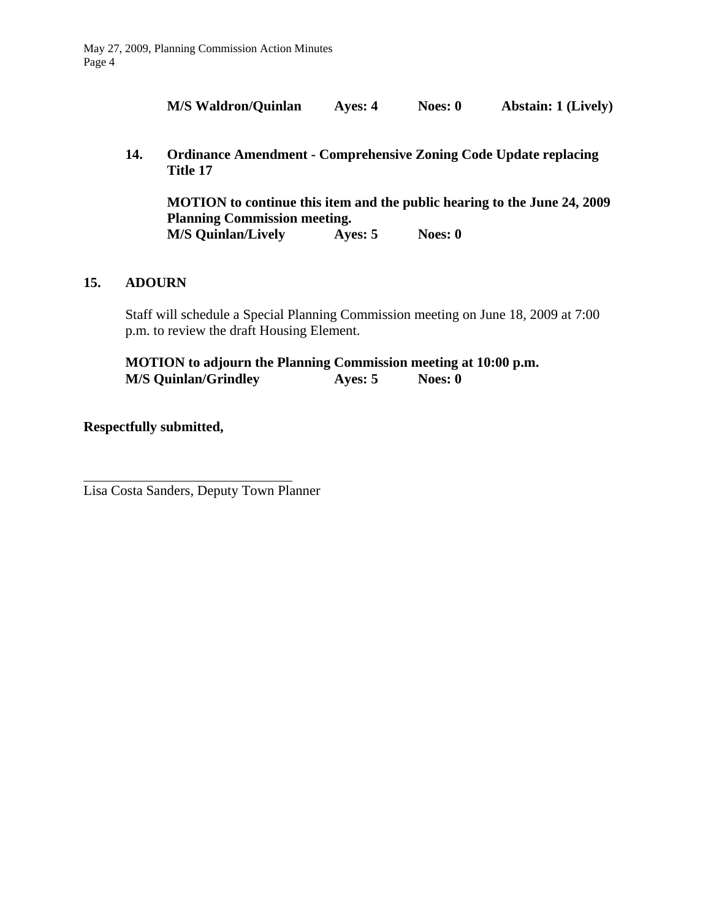**M/S Waldron/Quinlan Ayes: 4 Noes: 0 Abstain: 1 (Lively)**

**14. Ordinance Amendment - Comprehensive Zoning Code Update replacing Title 17**

**MOTION to continue this item and the public hearing to the June 24, 2009 Planning Commission meeting.**
**M/S Quinlan/Lively Ayes: 5 Noes: 0**

**15. ADOURN**

Staff will schedule a Special Planning Commission meeting on June 18, 2009 at 7:00 p.m. to review the draft Housing Element.

**MOTION to adjourn the Planning Commission meeting at 10:00 p.m.**
**M/S Quinlan/Grindley Ayes: 5 Noes: 0**

**Respectfully submitted,**

______________________________
Lisa Costa Sanders, Deputy Town Planner